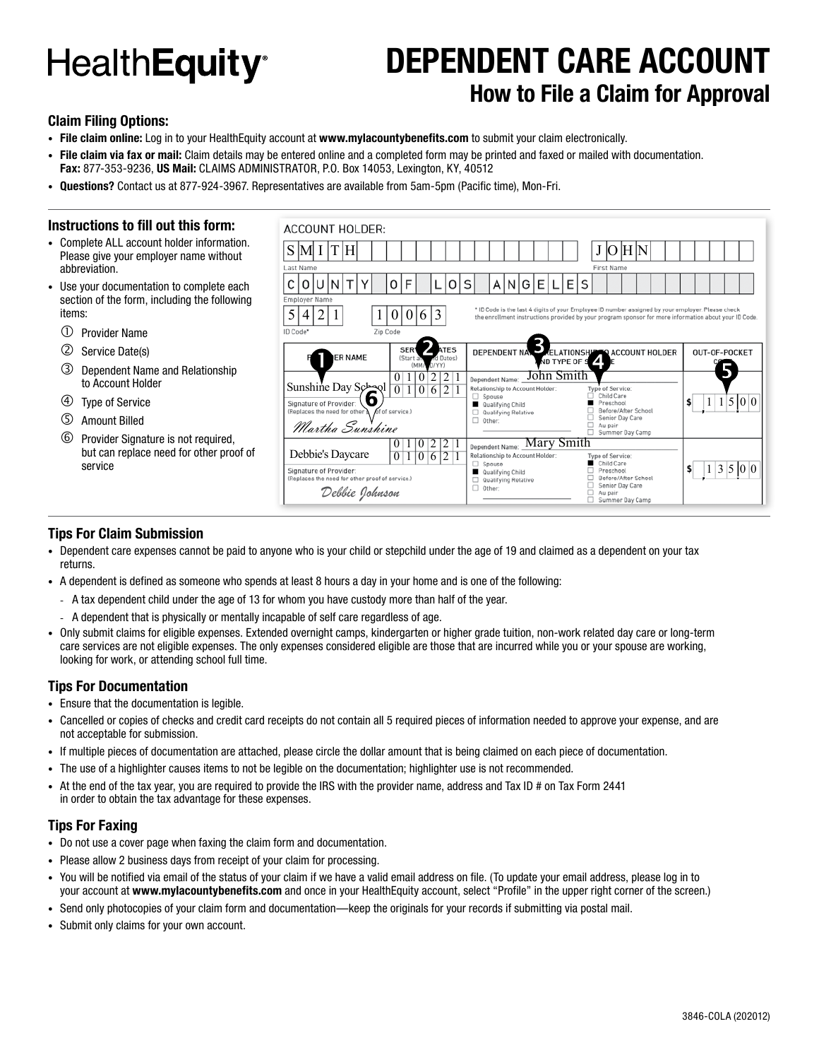# HealthEquity

# DEPENDENT CARE ACCOUNT

## How to File a Claim for Approval

### Claim Filing Options:

- **File claim online:** Log in to your HealthEquity account at **www.mylacountybenefits.com** to submit your claim electronically.
- **File claim via fax or mail:** Claim details may be entered online and a completed form may be printed and faxed or mailed with documentation. **Fax:** 877-353-9236, **US Mail:** CLAIMS ADMINISTRATOR, P.O. Box 14053, Lexington, KY, 40512
- **Questions?** Contact us at 877-924-3967. Representatives are available from 5am-5pm (Pacific time), Mon-Fri.

### Instructions to fill out this form:

- Complete ALL account holder information. Please give your employer name without abbreviation.
- Use your documentation to complete each section of the form, including the following items:
  1. Provider Name
  2. Service Date(s)
  3. Dependent Name and Relationship to Account Holder
  4. Type of Service
  5. Amount Billed
  6. Provider Signature is not required, but can replace need for other proof of service

ACCOUNT HOLDER:

Last Name: SMITH — First Name: JOHN

Employer Name: COUNTY OF LOS ANGELES

ID Code*: 5421 — Zip Code: 10063

\* ID Code is the last 4 digits of your Employee ID number assigned by your employer. Please check the enrollment instructions provided by your program sponsor for more information about your ID Code.

| PROVIDER NAME | SERVICE DATES (Start and End Dates) (MM/DD/YY) | DEPENDENT NAME, RELATIONSHIP TO ACCOUNT HOLDER AND TYPE OF SERVICE | OUT-OF-POCKET COST |
|---|---|---|---|
| Sunshine Day School; Signature of Provider: (Replaces the need for other proof of service.) *Martha Sunshine* | 01/02/21 – 01/06/21 | Dependent Name: John Smith; Relationship to Account Holder: ■ Qualifying Child; Type of Service: ■ Preschool | $ 115.00 |
| Debbie's Daycare; Signature of Provider: (Replaces the need for other proof of service.) *Debbie Johnson* | 01/02/21 – 01/06/21 | Dependent Name: Mary Smith; Relationship to Account Holder: ■ Qualifying Child; Type of Service: ■ Child Care | $ 135.00 |

Relationship options: Spouse, Qualifying Child, Qualifying Relative, Other. Type of Service options: Child Care, Preschool, Before/After School, Senior Day Care, Au pair, Summer Day Camp.

### Tips For Claim Submission

- Dependent care expenses cannot be paid to anyone who is your child or stepchild under the age of 19 and claimed as a dependent on your tax returns.
- A dependent is defined as someone who spends at least 8 hours a day in your home and is one of the following:
  - A tax dependent child under the age of 13 for whom you have custody more than half of the year.
  - A dependent that is physically or mentally incapable of self care regardless of age.
- Only submit claims for eligible expenses. Extended overnight camps, kindergarten or higher grade tuition, non-work related day care or long-term care services are not eligible expenses. The only expenses considered eligible are those that are incurred while you or your spouse are working, looking for work, or attending school full time.

### Tips For Documentation

- Ensure that the documentation is legible.
- Cancelled or copies of checks and credit card receipts do not contain all 5 required pieces of information needed to approve your expense, and are not acceptable for submission.
- If multiple pieces of documentation are attached, please circle the dollar amount that is being claimed on each piece of documentation.
- The use of a highlighter causes items to not be legible on the documentation; highlighter use is not recommended.
- At the end of the tax year, you are required to provide the IRS with the provider name, address and Tax ID # on Tax Form 2441 in order to obtain the tax advantage for these expenses.

### Tips For Faxing

- Do not use a cover page when faxing the claim form and documentation.
- Please allow 2 business days from receipt of your claim for processing.
- You will be notified via email of the status of your claim if we have a valid email address on file. (To update your email address, please log in to your account at **www.mylacountybenefits.com** and once in your HealthEquity account, select "Profile" in the upper right corner of the screen.)
- Send only photocopies of your claim form and documentation—keep the originals for your records if submitting via postal mail.
- Submit only claims for your own account.

3846-COLA (202012)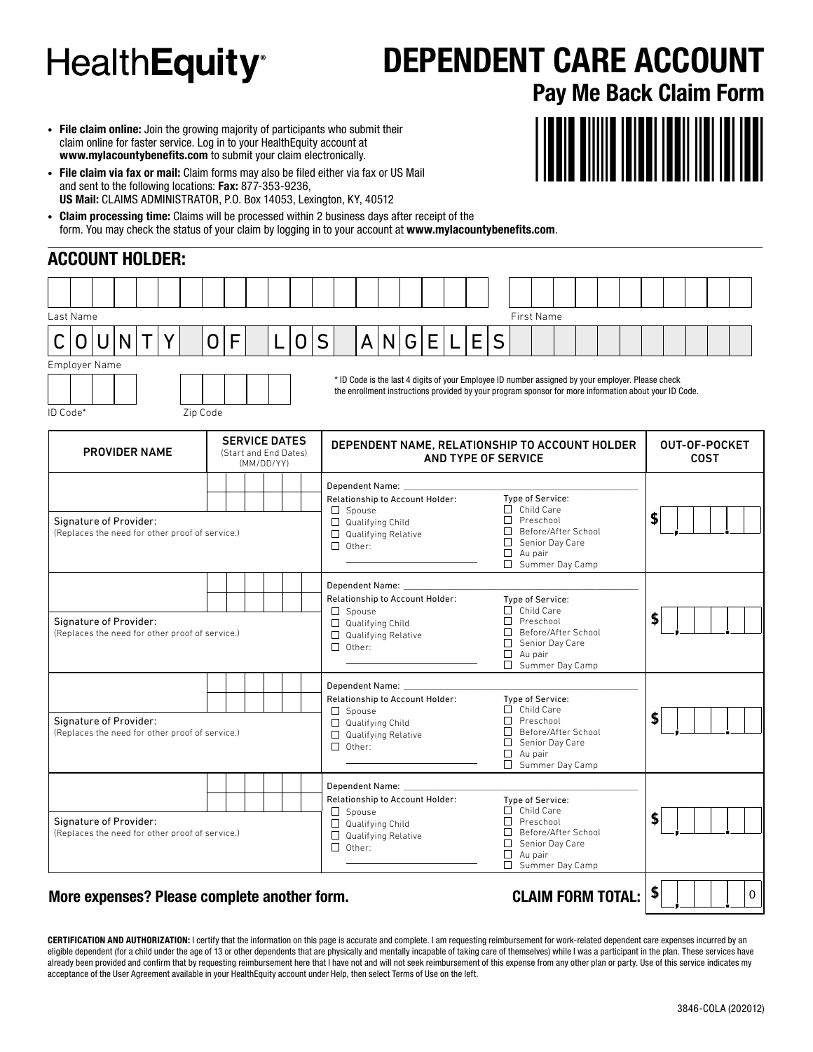HealthEquity®

# DEPENDENT CARE ACCOUNT

## Pay Me Back Claim Form

- **File claim online:** Join the growing majority of participants who submit their claim online for faster service. Log in to your HealthEquity account at **www.mylacountybenefits.com** to submit your claim electronically.
- **File claim via fax or mail:** Claim forms may also be filed either via fax or US Mail and sent to the following locations: **Fax:** 877-353-9236, **US Mail:** CLAIMS ADMINISTRATOR, P.O. Box 14053, Lexington, KY, 40512
- **Claim processing time:** Claims will be processed within 2 business days after receipt of the form. You may check the status of your claim by logging in to your account at **www.mylacountybenefits.com**.

## ACCOUNT HOLDER:

Last Name

First Name

COUNTY OF LOS ANGELES

Employer Name

ID Code*

Zip Code

* ID Code is the last 4 digits of your Employee ID number assigned by your employer. Please check the enrollment instructions provided by your program sponsor for more information about your ID Code.

| PROVIDER NAME | SERVICE DATES (Start and End Dates) (MM/DD/YY) | DEPENDENT NAME, RELATIONSHIP TO ACCOUNT HOLDER AND TYPE OF SERVICE | OUT-OF-POCKET COST |
|---|---|---|---|
| Signature of Provider: (Replaces the need for other proof of service.) | | Dependent Name: ______ Relationship to Account Holder: ☐ Spouse ☐ Qualifying Child ☐ Qualifying Relative ☐ Other: ______ Type of Service: ☐ Child Care ☐ Preschool ☐ Before/After School ☐ Senior Day Care ☐ Au pair ☐ Summer Day Camp | $ ___,___.___ |
| Signature of Provider: (Replaces the need for other proof of service.) | | Dependent Name: ______ Relationship to Account Holder: ☐ Spouse ☐ Qualifying Child ☐ Qualifying Relative ☐ Other: ______ Type of Service: ☐ Child Care ☐ Preschool ☐ Before/After School ☐ Senior Day Care ☐ Au pair ☐ Summer Day Camp | $ ___,___.___ |
| Signature of Provider: (Replaces the need for other proof of service.) | | Dependent Name: ______ Relationship to Account Holder: ☐ Spouse ☐ Qualifying Child ☐ Qualifying Relative ☐ Other: ______ Type of Service: ☐ Child Care ☐ Preschool ☐ Before/After School ☐ Senior Day Care ☐ Au pair ☐ Summer Day Camp | $ ___,___.___ |
| Signature of Provider: (Replaces the need for other proof of service.) | | Dependent Name: ______ Relationship to Account Holder: ☐ Spouse ☐ Qualifying Child ☐ Qualifying Relative ☐ Other: ______ Type of Service: ☐ Child Care ☐ Preschool ☐ Before/After School ☐ Senior Day Care ☐ Au pair ☐ Summer Day Camp | $ ___,___.___ |

**More expenses? Please complete another form.**

**CLAIM FORM TOTAL:** $ ___,___.___ 0

**CERTIFICATION AND AUTHORIZATION:** I certify that the information on this page is accurate and complete. I am requesting reimbursement for work-related dependent care expenses incurred by an eligible dependent (for a child under the age of 13 or other dependents that are physically and mentally incapable of taking care of themselves) while I was a participant in the plan. These services have already been provided and confirm that by requesting reimbursement here that I have not and will not seek reimbursement of this expense from any other plan or party. Use of this service indicates my acceptance of the User Agreement available in your HealthEquity account under Help, then select Terms of Use on the left.

3846-COLA (202012)